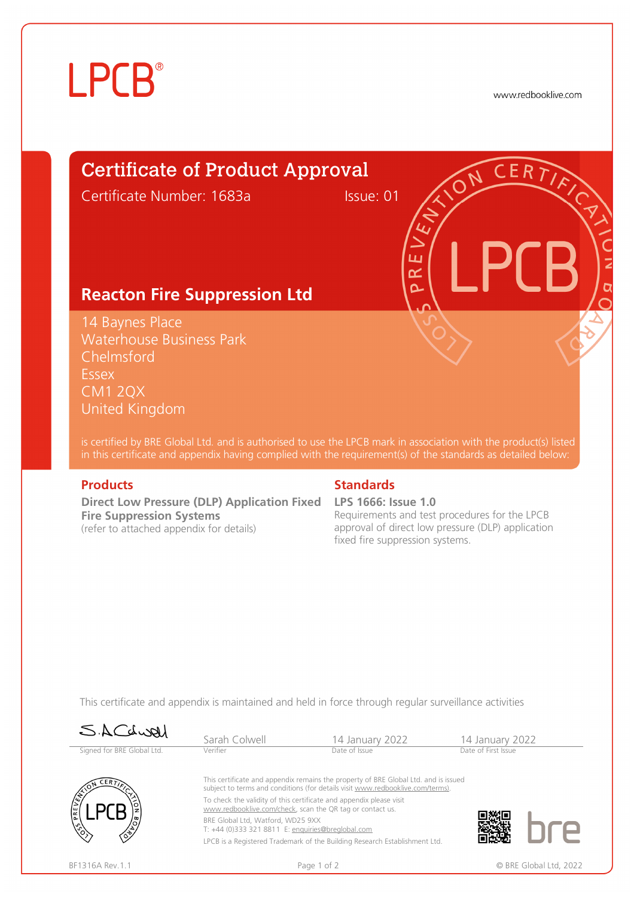# LPCB®

www.redbooklive.com

## Certificate of Product Approval

Certificate Number: 1683a Issue: 01

## Reacton Fire Suppression Ltd

14 Baynes Place
Waterhouse Business Park
Chelmsford
Essex
CM1 2QX
United Kingdom

is certified by BRE Global Ltd. and is authorised to use the LPCB mark in association with the product(s) listed in this certificate and appendix having complied with the requirement(s) of the standards as detailed below:

### Products

**Direct Low Pressure (DLP) Application Fixed Fire Suppression Systems**
(refer to attached appendix for details)

### Standards

**LPS 1666: Issue 1.0**
Requirements and test procedures for the LPCB approval of direct low pressure (DLP) application fixed fire suppression systems.

This certificate and appendix is maintained and held in force through regular surveillance activities

| Signed for BRE Global Ltd. | Sarah Colwell | 14 January 2022 | 14 January 2022 |
|---|---|---|---|
| | Verifier | Date of Issue | Date of First Issue |

This certificate and appendix remains the property of BRE Global Ltd. and is issued subject to terms and conditions (for details visit www.redbooklive.com/terms).

To check the validity of this certificate and appendix please visit www.redbooklive.com/check, scan the QR tag or contact us.

BRE Global Ltd, Watford, WD25 9XX
T: +44 (0)333 321 8811 E: enquiries@breglobal.com

LPCB is a Registered Trademark of the Building Research Establishment Ltd.

BF1316A Rev.1.1

© BRE Global Ltd, 2022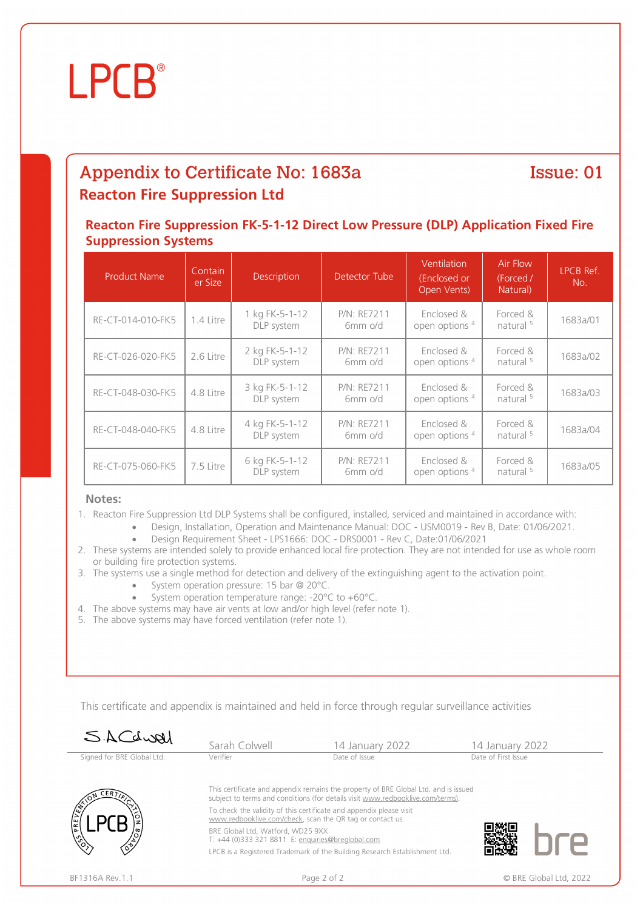LPCB®

## Appendix to Certificate No: 1683a

Issue: 01

### Reacton Fire Suppression Ltd

### Reacton Fire Suppression FK-5-1-12 Direct Low Pressure (DLP) Application Fixed Fire Suppression Systems

| Product Name | Container Size | Description | Detector Tube | Ventilation (Enclosed or Open Vents) | Air Flow (Forced / Natural) | LPCB Ref. No. |
|---|---|---|---|---|---|---|
| RE-CT-014-010-FK5 | 1.4 Litre | 1 kg FK-5-1-12 DLP system | P/N: RE7211 6mm o/d | Enclosed & open options [4] | Forced & natural [5] | 1683a/01 |
| RE-CT-026-020-FK5 | 2.6 Litre | 2 kg FK-5-1-12 DLP system | P/N: RE7211 6mm o/d | Enclosed & open options [4] | Forced & natural [5] | 1683a/02 |
| RE-CT-048-030-FK5 | 4.8 Litre | 3 kg FK-5-1-12 DLP system | P/N: RE7211 6mm o/d | Enclosed & open options [4] | Forced & natural [5] | 1683a/03 |
| RE-CT-048-040-FK5 | 4.8 Litre | 4 kg FK-5-1-12 DLP system | P/N: RE7211 6mm o/d | Enclosed & open options [4] | Forced & natural [5] | 1683a/04 |
| RE-CT-075-060-FK5 | 7.5 Litre | 6 kg FK-5-1-12 DLP system | P/N: RE7211 6mm o/d | Enclosed & open options [4] | Forced & natural [5] | 1683a/05 |

**Notes:**

1. Reacton Fire Suppression Ltd DLP Systems shall be configured, installed, serviced and maintained in accordance with:
   - Design, Installation, Operation and Maintenance Manual: DOC - USM0019 - Rev B, Date: 01/06/2021.
   - Design Requirement Sheet - LPS1666: DOC - DRS0001 - Rev C, Date:01/06/2021
2. These systems are intended solely to provide enhanced local fire protection. They are not intended for use as whole room or building fire protection systems.
3. The systems use a single method for detection and delivery of the extinguishing agent to the activation point.
   - System operation pressure: 15 bar @ 20°C.
   - System operation temperature range: -20°C to +60°C.
4. The above systems may have air vents at low and/or high level (refer note 1).
5. The above systems may have forced ventilation (refer note 1).

This certificate and appendix is maintained and held in force through regular surveillance activities

| Signed for BRE Global Ltd. | Sarah Colwell | 14 January 2022 | 14 January 2022 |
|---|---|---|---|
| | Verifier | Date of Issue | Date of First Issue |

This certificate and appendix remains the property of BRE Global Ltd. and is issued subject to terms and conditions (for details visit www.redbooklive.com/terms).

To check the validity of this certificate and appendix please visit www.redbooklive.com/check, scan the QR tag or contact us.

BRE Global Ltd, Watford, WD25 9XX
T: +44 (0)333 321 8811 E: enquiries@breglobal.com

LPCB is a Registered Trademark of the Building Research Establishment Ltd.

BF1316A Rev.1.1

© BRE Global Ltd, 2022